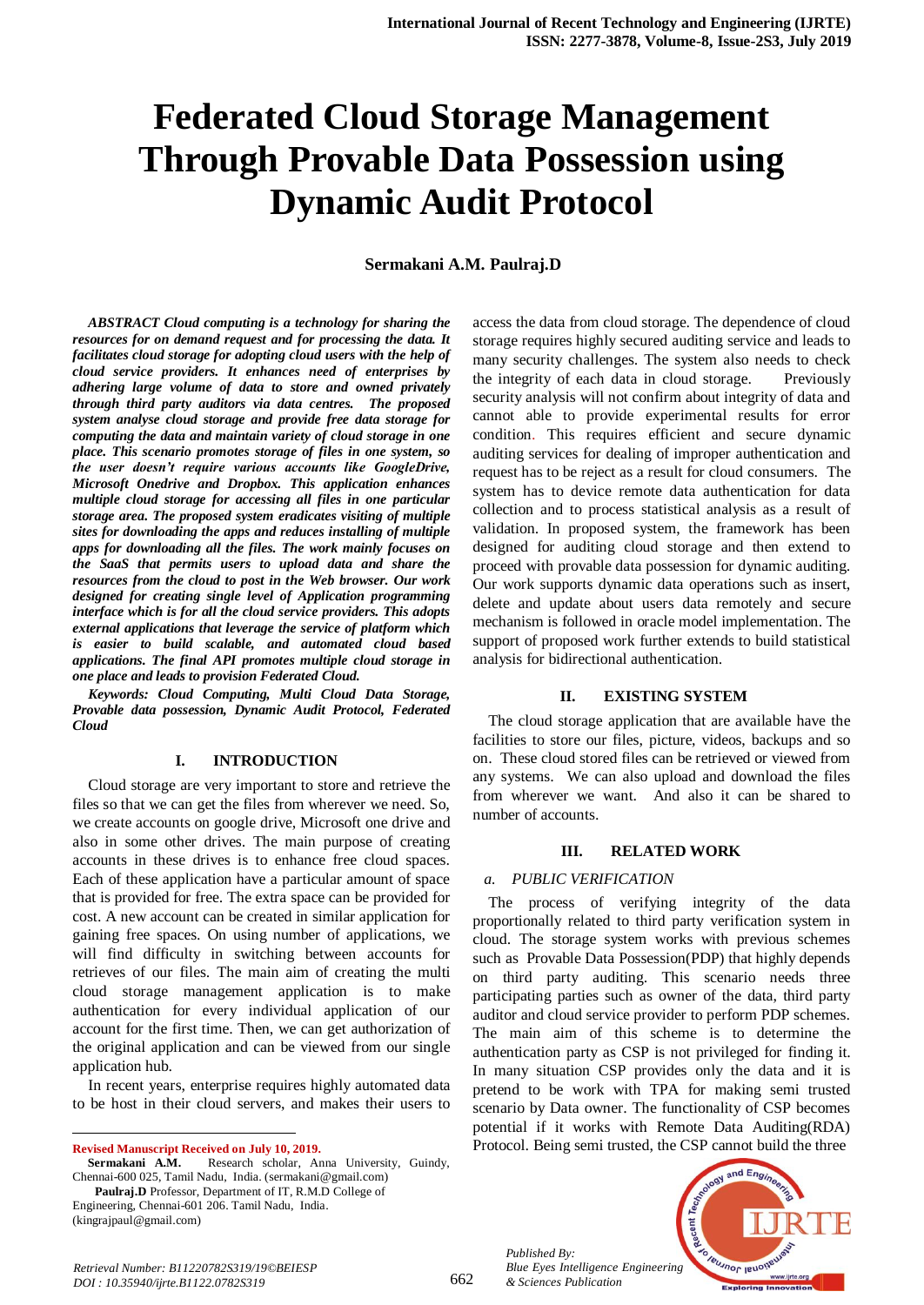# Federated Cloud Storage Management Through Provable Data Possession using Dynamic Audit Protocol

**Sermakani A.M. Paulraj.D**

***ABSTRACT Cloud computing is a technology for sharing the resources for on demand request and for processing the data. It facilitates cloud storage for adopting cloud users with the help of cloud service providers. It enhances need of enterprises by adhering large volume of data to store and owned privately through third party auditors via data centres. The proposed system analyse cloud storage and provide free data storage for computing the data and maintain variety of cloud storage in one place. This scenario promotes storage of files in one system, so the user doesn't require various accounts like GoogleDrive, Microsoft Onedrive and Dropbox. This application enhances multiple cloud storage for accessing all files in one particular storage area. The proposed system eradicates visiting of multiple sites for downloading the apps and reduces installing of multiple apps for downloading all the files. The work mainly focuses on the SaaS that permits users to upload data and share the resources from the cloud to post in the Web browser. Our work designed for creating single level of Application programming interface which is for all the cloud service providers. This adopts external applications that leverage the service of platform which is easier to build scalable, and automated cloud based applications. The final API promotes multiple cloud storage in one place and leads to provision Federated Cloud.***

***Keywords: Cloud Computing, Multi Cloud Data Storage, Provable data possession, Dynamic Audit Protocol, Federated Cloud***

## I. INTRODUCTION

Cloud storage are very important to store and retrieve the files so that we can get the files from wherever we need. So, we create accounts on google drive, Microsoft one drive and also in some other drives. The main purpose of creating accounts in these drives is to enhance free cloud spaces. Each of these application have a particular amount of space that is provided for free. The extra space can be provided for cost. A new account can be created in similar application for gaining free spaces. On using number of applications, we will find difficulty in switching between accounts for retrieves of our files. The main aim of creating the multi cloud storage management application is to make authentication for every individual application of our account for the first time. Then, we can get authorization of the original application and can be viewed from our single application hub.

In recent years, enterprise requires highly automated data to be host in their cloud servers, and makes their users to access the data from cloud storage. The dependence of cloud storage requires highly secured auditing service and leads to many security challenges. The system also needs to check the integrity of each data in cloud storage. Previously security analysis will not confirm about integrity of data and cannot able to provide experimental results for error condition. This requires efficient and secure dynamic auditing services for dealing of improper authentication and request has to be reject as a result for cloud consumers. The system has to device remote data authentication for data collection and to process statistical analysis as a result of validation. In proposed system, the framework has been designed for auditing cloud storage and then extend to proceed with provable data possession for dynamic auditing. Our work supports dynamic data operations such as insert, delete and update about users data remotely and secure mechanism is followed in oracle model implementation. The support of proposed work further extends to build statistical analysis for bidirectional authentication.

## II. EXISTING SYSTEM

The cloud storage application that are available have the facilities to store our files, picture, videos, backups and so on. These cloud stored files can be retrieved or viewed from any systems. We can also upload and download the files from wherever we want. And also it can be shared to number of accounts.

## III. RELATED WORK

### *a. PUBLIC VERIFICATION*

The process of verifying integrity of the data proportionally related to third party verification system in cloud. The storage system works with previous schemes such as Provable Data Possession(PDP) that highly depends on third party auditing. This scenario needs three participating parties such as owner of the data, third party auditor and cloud service provider to perform PDP schemes. The main aim of this scheme is to determine the authentication party as CSP is not privileged for finding it. In many situation CSP provides only the data and it is pretend to be work with TPA for making semi trusted scenario by Data owner. The functionality of CSP becomes potential if it works with Remote Data Auditing(RDA) Protocol. Being semi trusted, the CSP cannot build the three

---

**Revised Manuscript Received on July 10, 2019.**

**Sermakani A.M.** Research scholar, Anna University, Guindy, Chennai-600 025, Tamil Nadu, India. (sermakani@gmail.com)

**Paulraj.D** Professor, Department of IT, R.M.D College of Engineering, Chennai-601 206. Tamil Nadu, India. (kingrajpaul@gmail.com)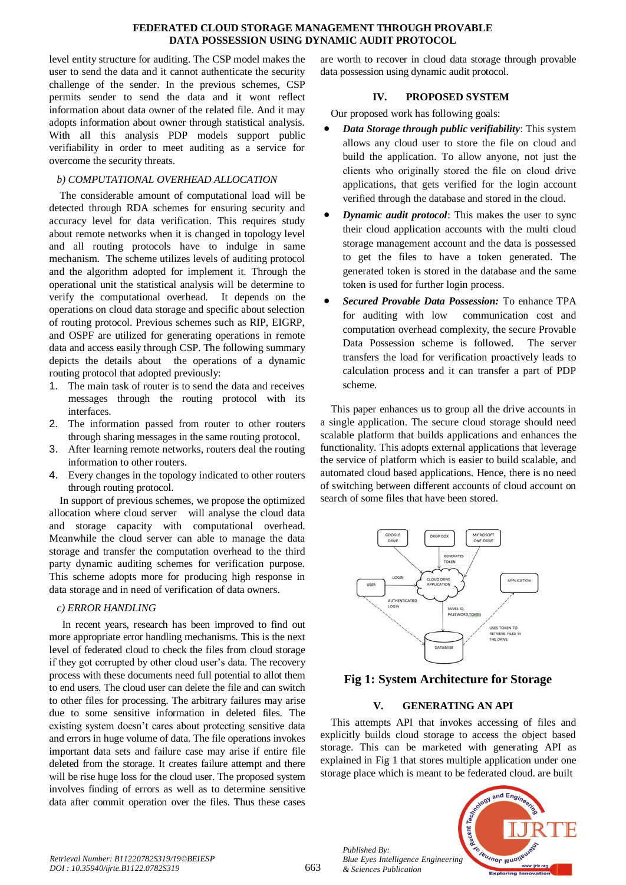level entity structure for auditing. The CSP model makes the user to send the data and it cannot authenticate the security challenge of the sender. In the previous schemes, CSP permits sender to send the data and it wont reflect information about data owner of the related file. And it may adopts information about owner through statistical analysis. With all this analysis PDP models support public verifiability in order to meet auditing as a service for overcome the security threats.

### b) COMPUTATIONAL OVERHEAD ALLOCATION

The considerable amount of computational load will be detected through RDA schemes for ensuring security and accuracy level for data verification. This requires study about remote networks when it is changed in topology level and all routing protocols have to indulge in same mechanism. The scheme utilizes levels of auditing protocol and the algorithm adopted for implement it. Through the operational unit the statistical analysis will be determine to verify the computational overhead. It depends on the operations on cloud data storage and specific about selection of routing protocol. Previous schemes such as RIP, EIGRP, and OSPF are utilized for generating operations in remote data and access easily through CSP. The following summary depicts the details about the operations of a dynamic routing protocol that adopted previously:

1. The main task of router is to send the data and receives messages through the routing protocol with its interfaces.
2. The information passed from router to other routers through sharing messages in the same routing protocol.
3. After learning remote networks, routers deal the routing information to other routers.
4. Every changes in the topology indicated to other routers through routing protocol.

In support of previous schemes, we propose the optimized allocation where cloud server will analyse the cloud data and storage capacity with computational overhead. Meanwhile the cloud server can able to manage the data storage and transfer the computation overhead to the third party dynamic auditing schemes for verification purpose. This scheme adopts more for producing high response in data storage and in need of verification of data owners.

### c) ERROR HANDLING

In recent years, research has been improved to find out more appropriate error handling mechanisms. This is the next level of federated cloud to check the files from cloud storage if they got corrupted by other cloud user's data. The recovery process with these documents need full potential to allot them to end users. The cloud user can delete the file and can switch to other files for processing. The arbitrary failures may arise due to some sensitive information in deleted files. The existing system doesn't cares about protecting sensitive data and errors in huge volume of data. The file operations invokes important data sets and failure case may arise if entire file deleted from the storage. It creates failure attempt and there will be rise huge loss for the cloud user. The proposed system involves finding of errors as well as to determine sensitive data after commit operation over the files. Thus these cases are worth to recover in cloud data storage through provable data possession using dynamic audit protocol.

## IV. PROPOSED SYSTEM

Our proposed work has following goals:

- ***Data Storage through public verifiability***: This system allows any cloud user to store the file on cloud and build the application. To allow anyone, not just the clients who originally stored the file on cloud drive applications, that gets verified for the login account verified through the database and stored in the cloud.
- ***Dynamic audit protocol***: This makes the user to sync their cloud application accounts with the multi cloud storage management account and the data is possessed to get the files to have a token generated. The generated token is stored in the database and the same token is used for further login process.
- ***Secured Provable Data Possession:*** To enhance TPA for auditing with low communication cost and computation overhead complexity, the secure Provable Data Possession scheme is followed. The server transfers the load for verification proactively leads to calculation process and it can transfer a part of PDP scheme.

This paper enhances us to group all the drive accounts in a single application. The secure cloud storage should need scalable platform that builds applications and enhances the functionality. This adopts external applications that leverage the service of platform which is easier to build scalable, and automated cloud based applications. Hence, there is no need of switching between different accounts of cloud account on search of some files that have been stored.

**Fig 1: System Architecture for Storage**

## V. GENERATING AN API

This attempts API that invokes accessing of files and explicitly builds cloud storage to access the object based storage. This can be marketed with generating API as explained in Fig 1 that stores multiple application under one storage place which is meant to be federated cloud. are built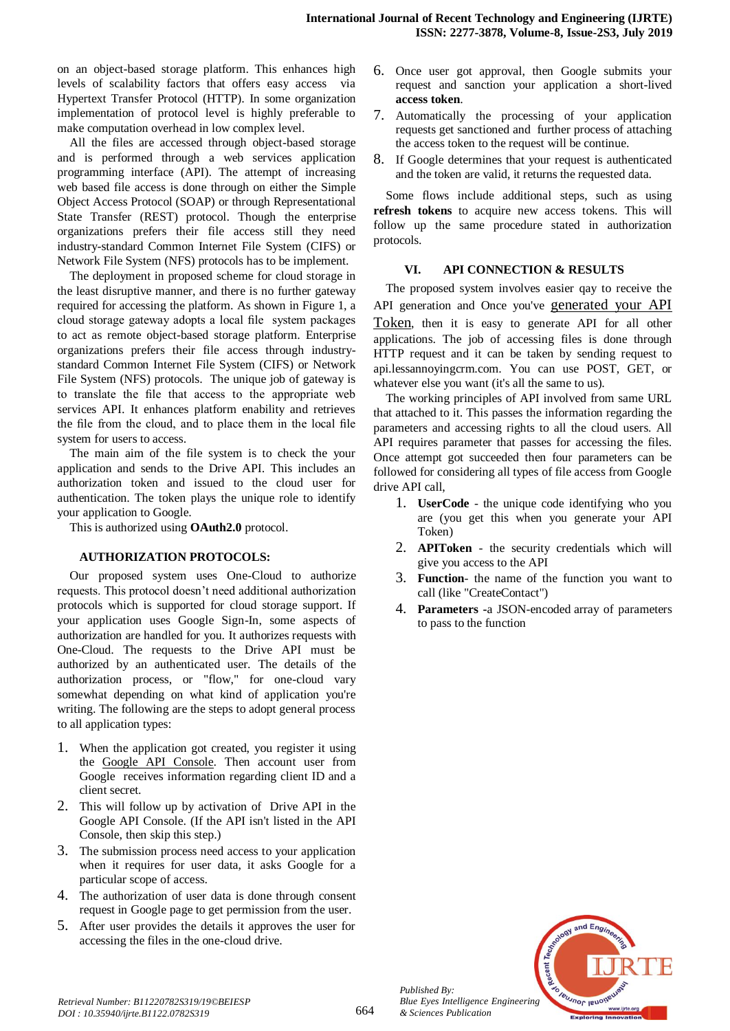on an object-based storage platform. This enhances high levels of scalability factors that offers easy access via Hypertext Transfer Protocol (HTTP). In some organization implementation of protocol level is highly preferable to make computation overhead in low complex level.

All the files are accessed through object-based storage and is performed through a web services application programming interface (API). The attempt of increasing web based file access is done through on either the Simple Object Access Protocol (SOAP) or through Representational State Transfer (REST) protocol. Though the enterprise organizations prefers their file access still they need industry-standard Common Internet File System (CIFS) or Network File System (NFS) protocols has to be implement.

The deployment in proposed scheme for cloud storage in the least disruptive manner, and there is no further gateway required for accessing the platform. As shown in Figure 1, a cloud storage gateway adopts a local file system packages to act as remote object-based storage platform. Enterprise organizations prefers their file access through industry-standard Common Internet File System (CIFS) or Network File System (NFS) protocols. The unique job of gateway is to translate the file that access to the appropriate web services API. It enhances platform enability and retrieves the file from the cloud, and to place them in the local file system for users to access.

The main aim of the file system is to check the your application and sends to the Drive API. This includes an authorization token and issued to the cloud user for authentication. The token plays the unique role to identify your application to Google.

This is authorized using **OAuth2.0** protocol.

### AUTHORIZATION PROTOCOLS:

Our proposed system uses One-Cloud to authorize requests. This protocol doesn't need additional authorization protocols which is supported for cloud storage support. If your application uses Google Sign-In, some aspects of authorization are handled for you. It authorizes requests with One-Cloud. The requests to the Drive API must be authorized by an authenticated user. The details of the authorization process, or "flow," for one-cloud vary somewhat depending on what kind of application you're writing. The following are the steps to adopt general process to all application types:

1. When the application got created, you register it using the Google API Console. Then account user from Google receives information regarding client ID and a client secret.
2. This will follow up by activation of Drive API in the Google API Console. (If the API isn't listed in the API Console, then skip this step.)
3. The submission process need access to your application when it requires for user data, it asks Google for a particular scope of access.
4. The authorization of user data is done through consent request in Google page to get permission from the user.
5. After user provides the details it approves the user for accessing the files in the one-cloud drive.
6. Once user got approval, then Google submits your request and sanction your application a short-lived **access token**.
7. Automatically the processing of your application requests get sanctioned and further process of attaching the access token to the request will be continue.
8. If Google determines that your request is authenticated and the token are valid, it returns the requested data.

Some flows include additional steps, such as using **refresh tokens** to acquire new access tokens. This will follow up the same procedure stated in authorization protocols.

## VI. API CONNECTION & RESULTS

The proposed system involves easier qay to receive the API generation and Once you've generated your API Token, then it is easy to generate API for all other applications. The job of accessing files is done through HTTP request and it can be taken by sending request to api.lessannoyingcrm.com. You can use POST, GET, or whatever else you want (it's all the same to us).

The working principles of API involved from same URL that attached to it. This passes the information regarding the parameters and accessing rights to all the cloud users. All API requires parameter that passes for accessing the files. Once attempt got succeeded then four parameters can be followed for considering all types of file access from Google drive API call,

1. **UserCode** - the unique code identifying who you are (you get this when you generate your API Token)
2. **APIToken** - the security credentials which will give you access to the API
3. **Function**- the name of the function you want to call (like "CreateContact")
4. **Parameters** -a JSON-encoded array of parameters to pass to the function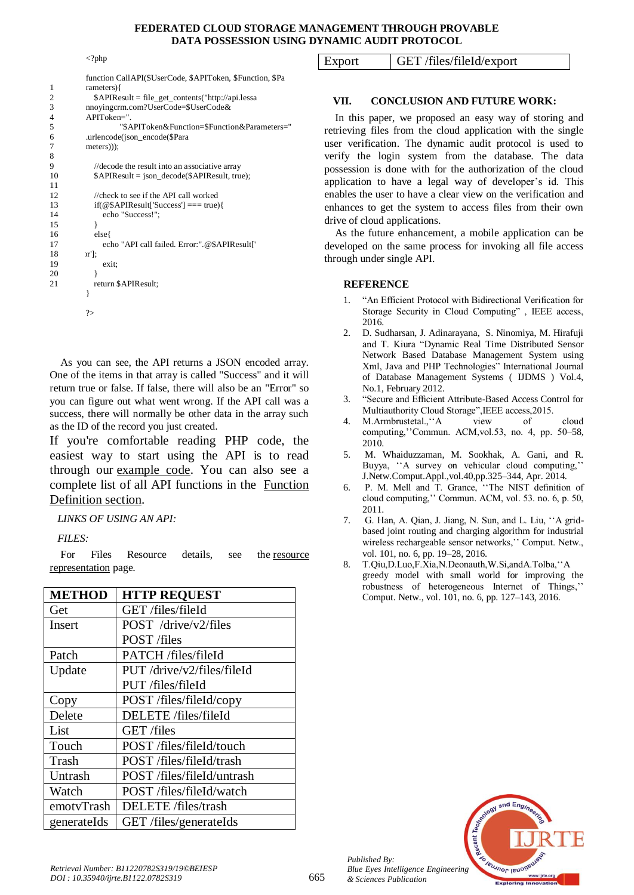```
<?php

function CallAPI($UserCode, $APIToken, $Function, $Pa
rameters){
  $APIResult = file_get_contents("http://api.lessa
nnoyingcrm.com?UserCode=$UserCode&
APIToken=".
          "$APIToken&Function=$Function&Parameters="
.urlencode(json_encode($Para
meters)));

  //decode the result into an associative array
  $APIResult = json_decode($APIResult, true);

  //check to see if the API call worked
  if(@$APIResult['Success'] === true){
    echo "Success!";
  }
  else{
    echo "API call failed. Error:".@$APIResult['
or'];
    exit;
  }
  return $APIResult;
}

?>
```

As you can see, the API returns a JSON encoded array. One of the items in that array is called "Success" and it will return true or false. If false, there will also be an "Error" so you can figure out what went wrong. If the API call was a success, there will normally be other data in the array such as the ID of the record you just created.

If you're comfortable reading PHP code, the easiest way to start using the API is to read through our example code. You can also see a complete list of all API functions in the Function Definition section.

*LINKS OF USING AN API:*

*FILES:*

For Files Resource details, see the resource representation page.

| METHOD | HTTP REQUEST |
|---|---|
| Get | GET /files/fileId |
| Insert | POST /drive/v2/files<br>POST /files |
| Patch | PATCH /files/fileId |
| Update | PUT /drive/v2/files/fileId<br>PUT /files/fileId |
| Copy | POST /files/fileId/copy |
| Delete | DELETE /files/fileId |
| List | GET /files |
| Touch | POST /files/fileId/touch |
| Trash | POST /files/fileId/trash |
| Untrash | POST /files/fileId/untrash |
| Watch | POST /files/fileId/watch |
| emotvTrash | DELETE /files/trash |
| generateIds | GET /files/generateIds |
| Export | GET /files/fileId/export |

## VII. CONCLUSION AND FUTURE WORK:

In this paper, we proposed an easy way of storing and retrieving files from the cloud application with the single user verification. The dynamic audit protocol is used to verify the login system from the database. The data possession is done with for the authorization of the cloud application to have a legal way of developer's id. This enables the user to have a clear view on the verification and enhances to get the system to access files from their own drive of cloud applications.

As the future enhancement, a mobile application can be developed on the same process for invoking all file access through under single API.

## REFERENCE

1. "An Efficient Protocol with Bidirectional Verification for Storage Security in Cloud Computing" , IEEE access, 2016.
2. D. Sudharsan, J. Adinarayana, S. Ninomiya, M. Hirafuji and T. Kiura "Dynamic Real Time Distributed Sensor Network Based Database Management System using Xml, Java and PHP Technologies" International Journal of Database Management Systems ( IJDMS ) Vol.4, No.1, February 2012.
3. "Secure and Efficient Attribute-Based Access Control for Multiauthority Cloud Storage",IEEE access,2015.
4. M.Armbrustetal.,''A view of cloud computing,''Commun. ACM,vol.53, no. 4, pp. 50–58, 2010.
5. M. Whaiduzzaman, M. Sookhak, A. Gani, and R. Buyya, ''A survey on vehicular cloud computing,'' J.Netw.Comput.Appl.,vol.40,pp.325–344, Apr. 2014.
6. P. M. Mell and T. Grance, ''The NIST definition of cloud computing,'' Commun. ACM, vol. 53. no. 6, p. 50, 2011.
7. G. Han, A. Qian, J. Jiang, N. Sun, and L. Liu, ''A grid-based joint routing and charging algorithm for industrial wireless rechargeable sensor networks,'' Comput. Netw., vol. 101, no. 6, pp. 19–28, 2016.
8. T.Qiu,D.Luo,F.Xia,N.Deonauth,W.Si,andA.Tolba,''A greedy model with small world for improving the robustness of heterogeneous Internet of Things,'' Comput. Netw., vol. 101, no. 6, pp. 127–143, 2016.